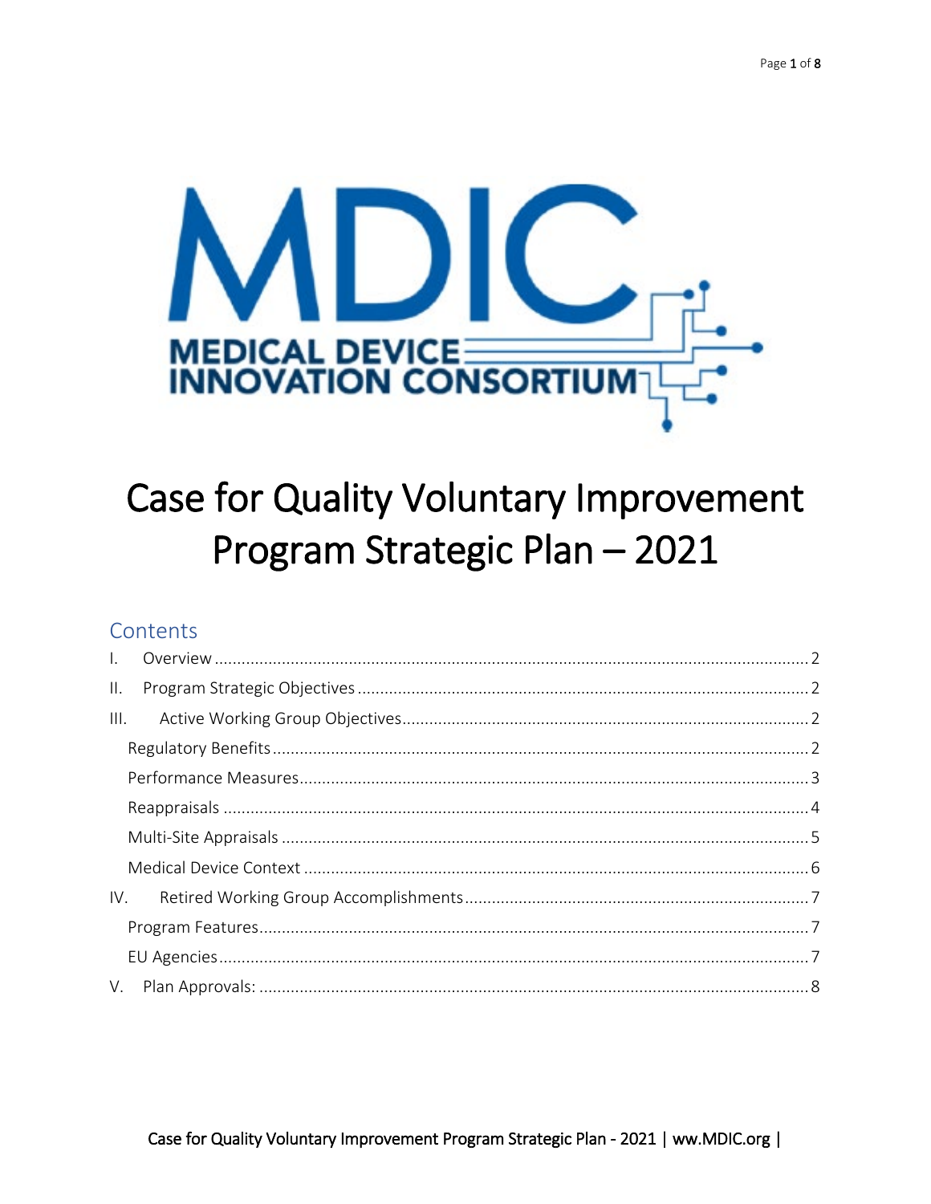# Case for Quality Voluntary Improvement Program Strategic Plan – 2021

## Contents

I. Overview ........ 2

II. Program Strategic Objectives ........ 2

III. Active Working Group Objectives ........ 2

- Regulatory Benefits ........ 2
- Performance Measures ........ 3
- Reappraisals ........ 4
- Multi-Site Appraisals ........ 5
- Medical Device Context ........ 6

IV. Retired Working Group Accomplishments ........ 7

- Program Features ........ 7
- EU Agencies ........ 7

V. Plan Approvals: ........ 8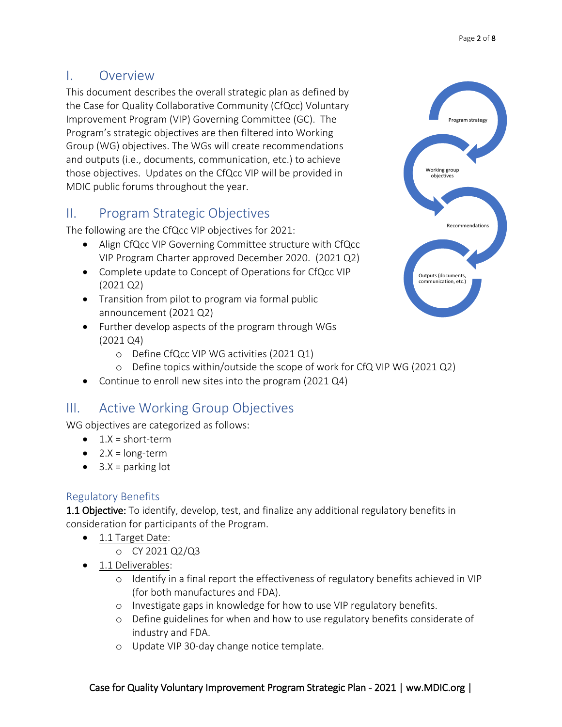## I. Overview

This document describes the overall strategic plan as defined by the Case for Quality Collaborative Community (CfQcc) Voluntary Improvement Program (VIP) Governing Committee (GC). The Program's strategic objectives are then filtered into Working Group (WG) objectives. The WGs will create recommendations and outputs (i.e., documents, communication, etc.) to achieve those objectives. Updates on the CfQcc VIP will be provided in MDIC public forums throughout the year.

Program strategy → Working group objectives → Recommendations → Outputs (documents, communication, etc.)

## II. Program Strategic Objectives

The following are the CfQcc VIP objectives for 2021:

- Align CfQcc VIP Governing Committee structure with CfQcc VIP Program Charter approved December 2020. (2021 Q2)
- Complete update to Concept of Operations for CfQcc VIP (2021 Q2)
- Transition from pilot to program via formal public announcement (2021 Q2)
- Further develop aspects of the program through WGs (2021 Q4)
  - Define CfQcc VIP WG activities (2021 Q1)
  - Define topics within/outside the scope of work for CfQ VIP WG (2021 Q2)
- Continue to enroll new sites into the program (2021 Q4)

## III. Active Working Group Objectives

WG objectives are categorized as follows:

- 1.X = short-term
- 2.X = long-term
- 3.X = parking lot

### Regulatory Benefits

**1.1 Objective:** To identify, develop, test, and finalize any additional regulatory benefits in consideration for participants of the Program.

- 1.1 Target Date:
  - CY 2021 Q2/Q3
- 1.1 Deliverables:
  - Identify in a final report the effectiveness of regulatory benefits achieved in VIP (for both manufactures and FDA).
  - Investigate gaps in knowledge for how to use VIP regulatory benefits.
  - Define guidelines for when and how to use regulatory benefits considerate of industry and FDA.
  - Update VIP 30-day change notice template.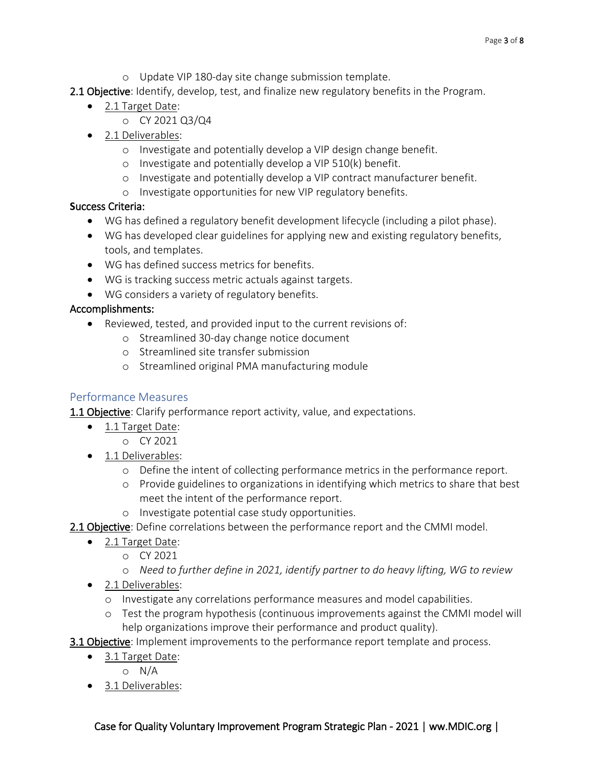- Update VIP 180-day site change submission template.

**2.1 Objective**: Identify, develop, test, and finalize new regulatory benefits in the Program.

- 2.1 Target Date:
  - CY 2021 Q3/Q4
- 2.1 Deliverables:
  - Investigate and potentially develop a VIP design change benefit.
  - Investigate and potentially develop a VIP 510(k) benefit.
  - Investigate and potentially develop a VIP contract manufacturer benefit.
  - Investigate opportunities for new VIP regulatory benefits.

**Success Criteria:**

- WG has defined a regulatory benefit development lifecycle (including a pilot phase).
- WG has developed clear guidelines for applying new and existing regulatory benefits, tools, and templates.
- WG has defined success metrics for benefits.
- WG is tracking success metric actuals against targets.
- WG considers a variety of regulatory benefits.

**Accomplishments:**

- Reviewed, tested, and provided input to the current revisions of:
  - Streamlined 30-day change notice document
  - Streamlined site transfer submission
  - Streamlined original PMA manufacturing module

## Performance Measures

**1.1 Objective**: Clarify performance report activity, value, and expectations.

- 1.1 Target Date:
  - CY 2021
- 1.1 Deliverables:
  - Define the intent of collecting performance metrics in the performance report.
  - Provide guidelines to organizations in identifying which metrics to share that best meet the intent of the performance report.
  - Investigate potential case study opportunities.

**2.1 Objective**: Define correlations between the performance report and the CMMI model.

- 2.1 Target Date:
  - CY 2021
  - *Need to further define in 2021, identify partner to do heavy lifting, WG to review*
- 2.1 Deliverables:
  - Investigate any correlations performance measures and model capabilities.
  - Test the program hypothesis (continuous improvements against the CMMI model will help organizations improve their performance and product quality).

**3.1 Objective**: Implement improvements to the performance report template and process.

- 3.1 Target Date:
  - N/A
- 3.1 Deliverables: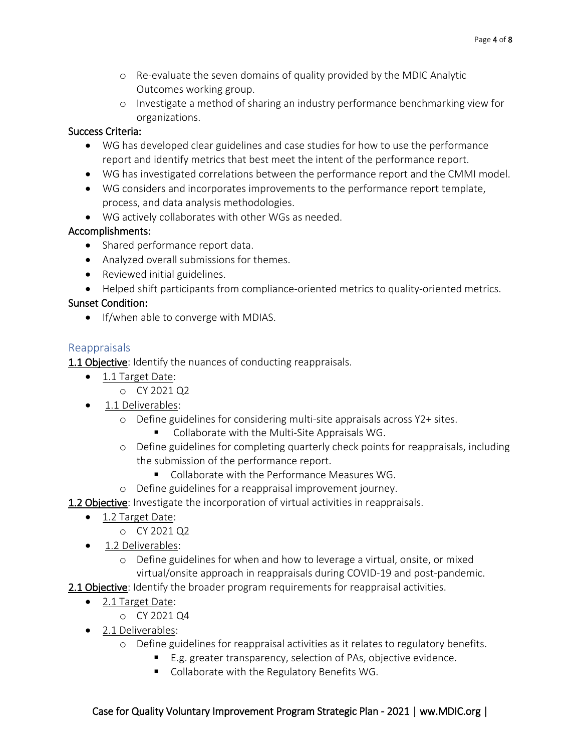- Re-evaluate the seven domains of quality provided by the MDIC Analytic Outcomes working group.
- Investigate a method of sharing an industry performance benchmarking view for organizations.

**Success Criteria:**

- WG has developed clear guidelines and case studies for how to use the performance report and identify metrics that best meet the intent of the performance report.
- WG has investigated correlations between the performance report and the CMMI model.
- WG considers and incorporates improvements to the performance report template, process, and data analysis methodologies.
- WG actively collaborates with other WGs as needed.

**Accomplishments:**

- Shared performance report data.
- Analyzed overall submissions for themes.
- Reviewed initial guidelines.
- Helped shift participants from compliance-oriented metrics to quality-oriented metrics.

**Sunset Condition:**

- If/when able to converge with MDIAS.

## Reappraisals

**1.1 Objective**: Identify the nuances of conducting reappraisals.

- 1.1 Target Date:
  - CY 2021 Q2
- 1.1 Deliverables:
  - Define guidelines for considering multi-site appraisals across Y2+ sites.
    - Collaborate with the Multi-Site Appraisals WG.
  - Define guidelines for completing quarterly check points for reappraisals, including the submission of the performance report.
    - Collaborate with the Performance Measures WG.
  - Define guidelines for a reappraisal improvement journey.

**1.2 Objective**: Investigate the incorporation of virtual activities in reappraisals.

- 1.2 Target Date:
  - CY 2021 Q2
- 1.2 Deliverables:
  - Define guidelines for when and how to leverage a virtual, onsite, or mixed virtual/onsite approach in reappraisals during COVID-19 and post-pandemic.

**2.1 Objective**: Identify the broader program requirements for reappraisal activities.

- 2.1 Target Date:
  - CY 2021 Q4
- 2.1 Deliverables:
  - Define guidelines for reappraisal activities as it relates to regulatory benefits.
    - E.g. greater transparency, selection of PAs, objective evidence.
    - Collaborate with the Regulatory Benefits WG.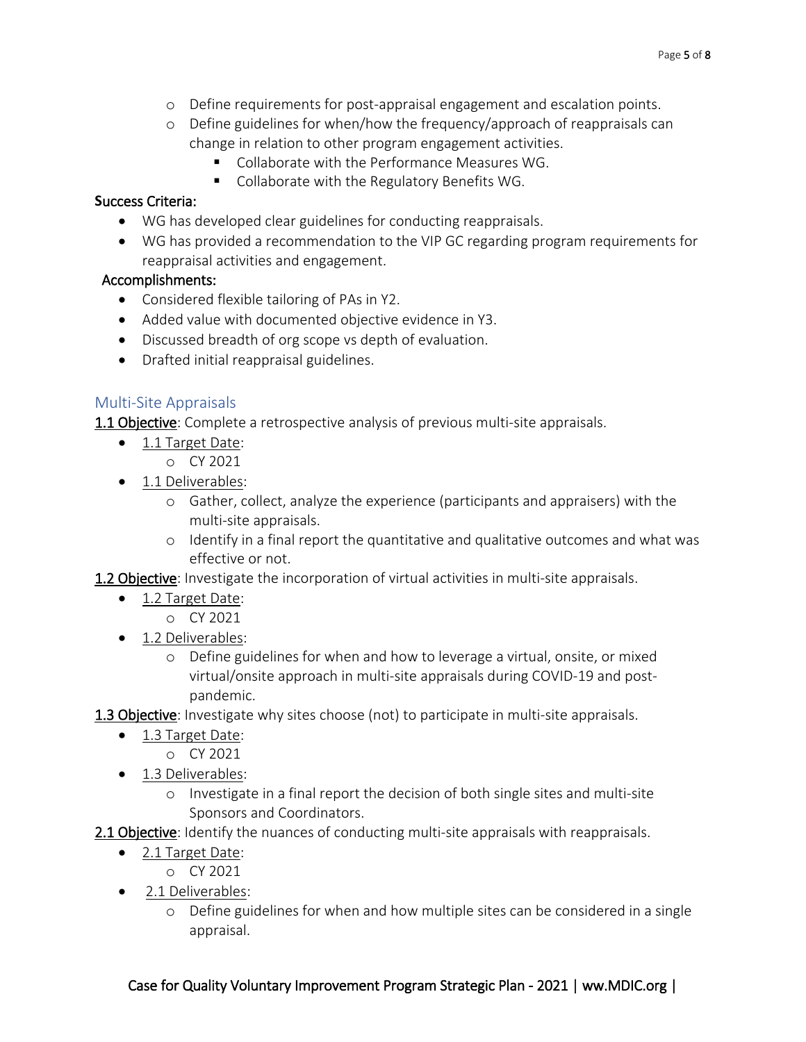- Define requirements for post-appraisal engagement and escalation points.
- Define guidelines for when/how the frequency/approach of reappraisals can change in relation to other program engagement activities.
  - Collaborate with the Performance Measures WG.
  - Collaborate with the Regulatory Benefits WG.

**Success Criteria:**

- WG has developed clear guidelines for conducting reappraisals.
- WG has provided a recommendation to the VIP GC regarding program requirements for reappraisal activities and engagement.

**Accomplishments:**

- Considered flexible tailoring of PAs in Y2.
- Added value with documented objective evidence in Y3.
- Discussed breadth of org scope vs depth of evaluation.
- Drafted initial reappraisal guidelines.

## Multi-Site Appraisals

**1.1 Objective**: Complete a retrospective analysis of previous multi-site appraisals.

- 1.1 Target Date:
  - CY 2021
- 1.1 Deliverables:
  - Gather, collect, analyze the experience (participants and appraisers) with the multi-site appraisals.
  - Identify in a final report the quantitative and qualitative outcomes and what was effective or not.

**1.2 Objective**: Investigate the incorporation of virtual activities in multi-site appraisals.

- 1.2 Target Date:
  - CY 2021
- 1.2 Deliverables:
  - Define guidelines for when and how to leverage a virtual, onsite, or mixed virtual/onsite approach in multi-site appraisals during COVID-19 and post-pandemic.

**1.3 Objective**: Investigate why sites choose (not) to participate in multi-site appraisals.

- 1.3 Target Date:
  - CY 2021
- 1.3 Deliverables:
  - Investigate in a final report the decision of both single sites and multi-site Sponsors and Coordinators.

**2.1 Objective**: Identify the nuances of conducting multi-site appraisals with reappraisals.

- 2.1 Target Date:
  - CY 2021
- 2.1 Deliverables:
  - Define guidelines for when and how multiple sites can be considered in a single appraisal.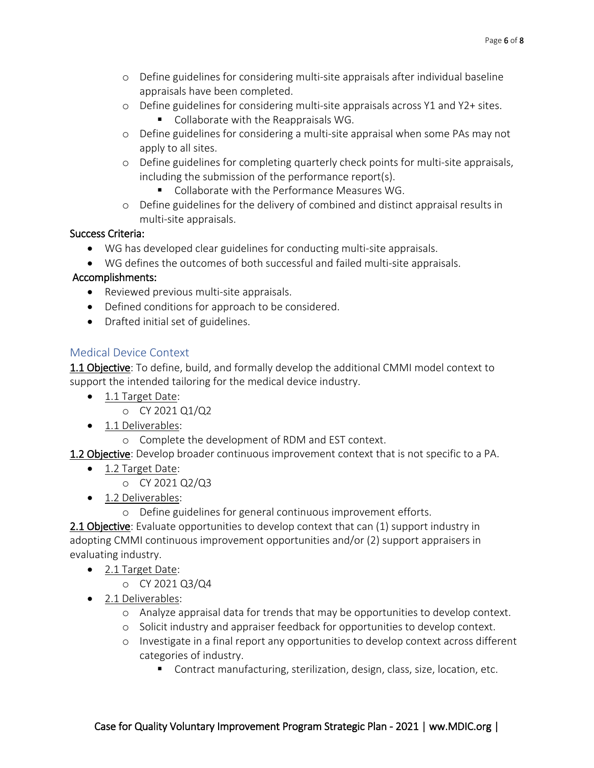- Define guidelines for considering multi-site appraisals after individual baseline appraisals have been completed.
- Define guidelines for considering multi-site appraisals across Y1 and Y2+ sites.
  - Collaborate with the Reappraisals WG.
- Define guidelines for considering a multi-site appraisal when some PAs may not apply to all sites.
- Define guidelines for completing quarterly check points for multi-site appraisals, including the submission of the performance report(s).
  - Collaborate with the Performance Measures WG.
- Define guidelines for the delivery of combined and distinct appraisal results in multi-site appraisals.

Success Criteria:

- WG has developed clear guidelines for conducting multi-site appraisals.
- WG defines the outcomes of both successful and failed multi-site appraisals.

Accomplishments:

- Reviewed previous multi-site appraisals.
- Defined conditions for approach to be considered.
- Drafted initial set of guidelines.

## Medical Device Context

**1.1 Objective**: To define, build, and formally develop the additional CMMI model context to support the intended tailoring for the medical device industry.

- 1.1 Target Date:
  - CY 2021 Q1/Q2
- 1.1 Deliverables:
  - Complete the development of RDM and EST context.

**1.2 Objective**: Develop broader continuous improvement context that is not specific to a PA.

- 1.2 Target Date:
  - CY 2021 Q2/Q3
- 1.2 Deliverables:
  - Define guidelines for general continuous improvement efforts.

**2.1 Objective**: Evaluate opportunities to develop context that can (1) support industry in adopting CMMI continuous improvement opportunities and/or (2) support appraisers in evaluating industry.

- 2.1 Target Date:
  - CY 2021 Q3/Q4
- 2.1 Deliverables:
  - Analyze appraisal data for trends that may be opportunities to develop context.
  - Solicit industry and appraiser feedback for opportunities to develop context.
  - Investigate in a final report any opportunities to develop context across different categories of industry.
    - Contract manufacturing, sterilization, design, class, size, location, etc.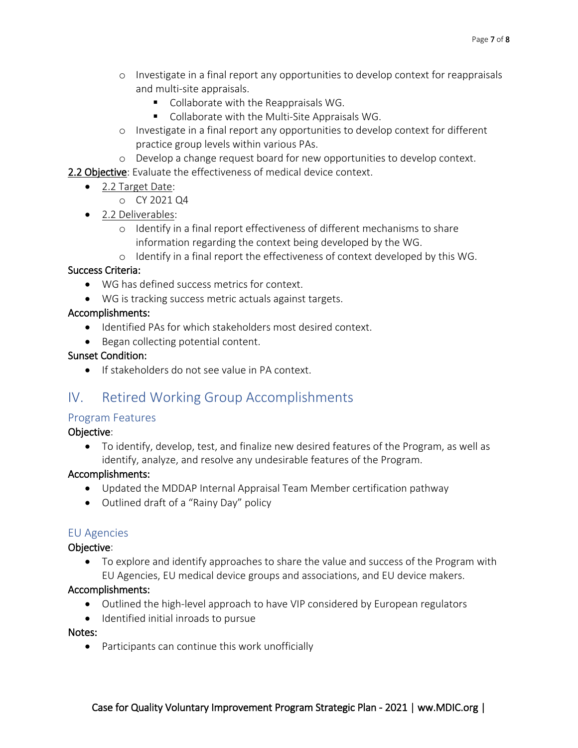- Investigate in a final report any opportunities to develop context for reappraisals and multi-site appraisals.
        - Collaborate with the Reappraisals WG.
        - Collaborate with the Multi-Site Appraisals WG.
    - Investigate in a final report any opportunities to develop context for different practice group levels within various PAs.
    - Develop a change request board for new opportunities to develop context.

**2.2 Objective**: Evaluate the effectiveness of medical device context.

- 2.2 Target Date:
    - CY 2021 Q4
- 2.2 Deliverables:
    - Identify in a final report effectiveness of different mechanisms to share information regarding the context being developed by the WG.
    - Identify in a final report the effectiveness of context developed by this WG.

**Success Criteria:**

- WG has defined success metrics for context.
- WG is tracking success metric actuals against targets.

**Accomplishments:**

- Identified PAs for which stakeholders most desired context.
- Began collecting potential content.

**Sunset Condition:**

- If stakeholders do not see value in PA context.

## IV. Retired Working Group Accomplishments

### Program Features

**Objective**:

- To identify, develop, test, and finalize new desired features of the Program, as well as identify, analyze, and resolve any undesirable features of the Program.

**Accomplishments:**

- Updated the MDDAP Internal Appraisal Team Member certification pathway
- Outlined draft of a "Rainy Day" policy

### EU Agencies

**Objective**:

- To explore and identify approaches to share the value and success of the Program with EU Agencies, EU medical device groups and associations, and EU device makers.

**Accomplishments:**

- Outlined the high-level approach to have VIP considered by European regulators
- Identified initial inroads to pursue

**Notes:**

- Participants can continue this work unofficially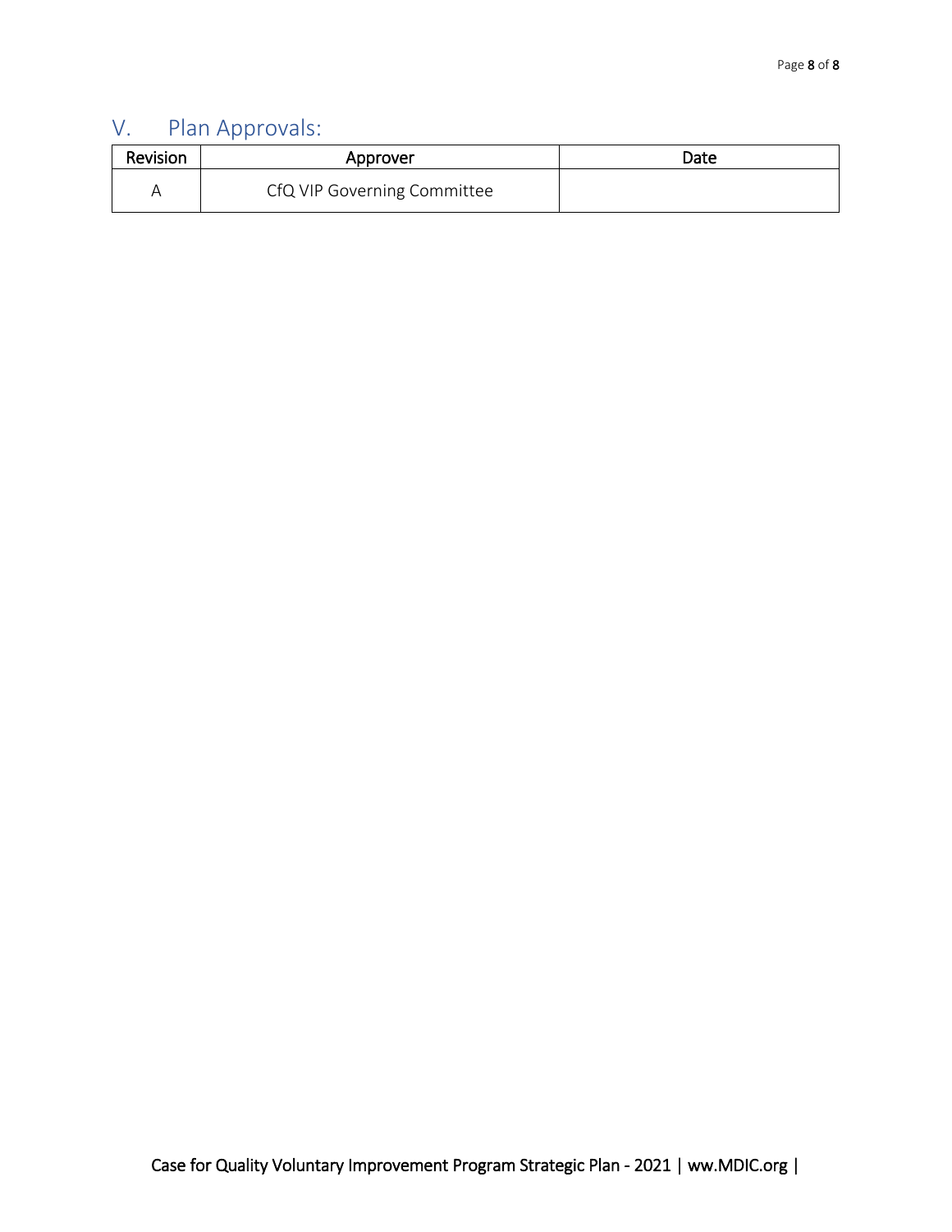## V. Plan Approvals:

| Revision | Approver | Date |
| --- | --- | --- |
| A | CfQ VIP Governing Committee | |